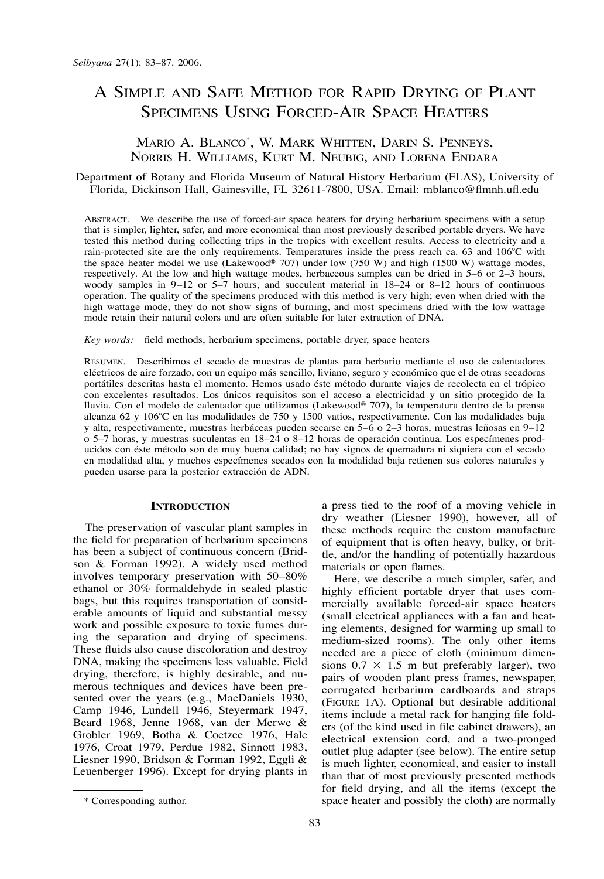# A Simple and Safe Method for Rapid Drying of Plant Specimens Using Forced-Air Space Heaters

Mario A. Blanco*, W. Mark Whitten, Darin S. Penneys, Norris H. Williams, Kurt M. Neubig, and Lorena Endara

Department of Botany and Florida Museum of Natural History Herbarium (FLAS), University of Florida, Dickinson Hall, Gainesville, FL 32611-7800, USA. Email: mblanco@flmnh.ufl.edu

Abstract. We describe the use of forced-air space heaters for drying herbarium specimens with a setup that is simpler, lighter, safer, and more economical than most previously described portable dryers. We have tested this method during collecting trips in the tropics with excellent results. Access to electricity and a rain-protected site are the only requirements. Temperatures inside the press reach ca. 63 and 106°C with the space heater model we use (Lakewood® 707) under low (750 W) and high (1500 W) wattage modes, respectively. At the low and high wattage modes, herbaceous samples can be dried in 5–6 or 2–3 hours, woody samples in 9–12 or 5–7 hours, and succulent material in 18–24 or 8–12 hours of continuous operation. The quality of the specimens produced with this method is very high; even when dried with the high wattage mode, they do not show signs of burning, and most specimens dried with the low wattage mode retain their natural colors and are often suitable for later extraction of DNA.

*Key words:* field methods, herbarium specimens, portable dryer, space heaters

Resumen. Describimos el secado de muestras de plantas para herbario mediante el uso de calentadores eléctricos de aire forzado, con un equipo más sencillo, liviano, seguro y económico que el de otras secadoras portátiles descritas hasta el momento. Hemos usado éste método durante viajes de recolecta en el trópico con excelentes resultados. Los únicos requisitos son el acceso a electricidad y un sitio protegido de la lluvia. Con el modelo de calentador que utilizamos (Lakewood® 707), la temperatura dentro de la prensa alcanza 62 y 106°C en las modalidades de 750 y 1500 vatios, respectivamente. Con las modalidades baja y alta, respectivamente, muestras herbáceas pueden secarse en 5–6 o 2–3 horas, muestras leñosas en 9–12 o 5–7 horas, y muestras suculentas en 18–24 o 8–12 horas de operación continua. Los especímenes producidos con éste método son de muy buena calidad; no hay signos de quemadura ni siquiera con el secado en modalidad alta, y muchos especímenes secados con la modalidad baja retienen sus colores naturales y pueden usarse para la posterior extracción de ADN.

## Introduction

The preservation of vascular plant samples in the field for preparation of herbarium specimens has been a subject of continuous concern (Bridson & Forman 1992). A widely used method involves temporary preservation with 50–80% ethanol or 30% formaldehyde in sealed plastic bags, but this requires transportation of considerable amounts of liquid and substantial messy work and possible exposure to toxic fumes during the separation and drying of specimens. These fluids also cause discoloration and destroy DNA, making the specimens less valuable. Field drying, therefore, is highly desirable, and numerous techniques and devices have been presented over the years (e.g., MacDaniels 1930, Camp 1946, Lundell 1946, Steyermark 1947, Beard 1968, Jenne 1968, van der Merwe & Grobler 1969, Botha & Coetzee 1976, Hale 1976, Croat 1979, Perdue 1982, Sinnott 1983, Liesner 1990, Bridson & Forman 1992, Eggli & Leuenberger 1996). Except for drying plants in a press tied to the roof of a moving vehicle in dry weather (Liesner 1990), however, all of these methods require the custom manufacture of equipment that is often heavy, bulky, or brittle, and/or the handling of potentially hazardous materials or open flames.

Here, we describe a much simpler, safer, and highly efficient portable dryer that uses commercially available forced-air space heaters (small electrical appliances with a fan and heating elements, designed for warming up small to medium-sized rooms). The only other items needed are a piece of cloth (minimum dimensions 0.7 × 1.5 m but preferably larger), two pairs of wooden plant press frames, newspaper, corrugated herbarium cardboards and straps (Figure 1A). Optional but desirable additional items include a metal rack for hanging file folders (of the kind used in file cabinet drawers), an electrical extension cord, and a two-pronged outlet plug adapter (see below). The entire setup is much lighter, economical, and easier to install than that of most previously presented methods for field drying, and all the items (except the space heater and possibly the cloth) are normally

* Corresponding author.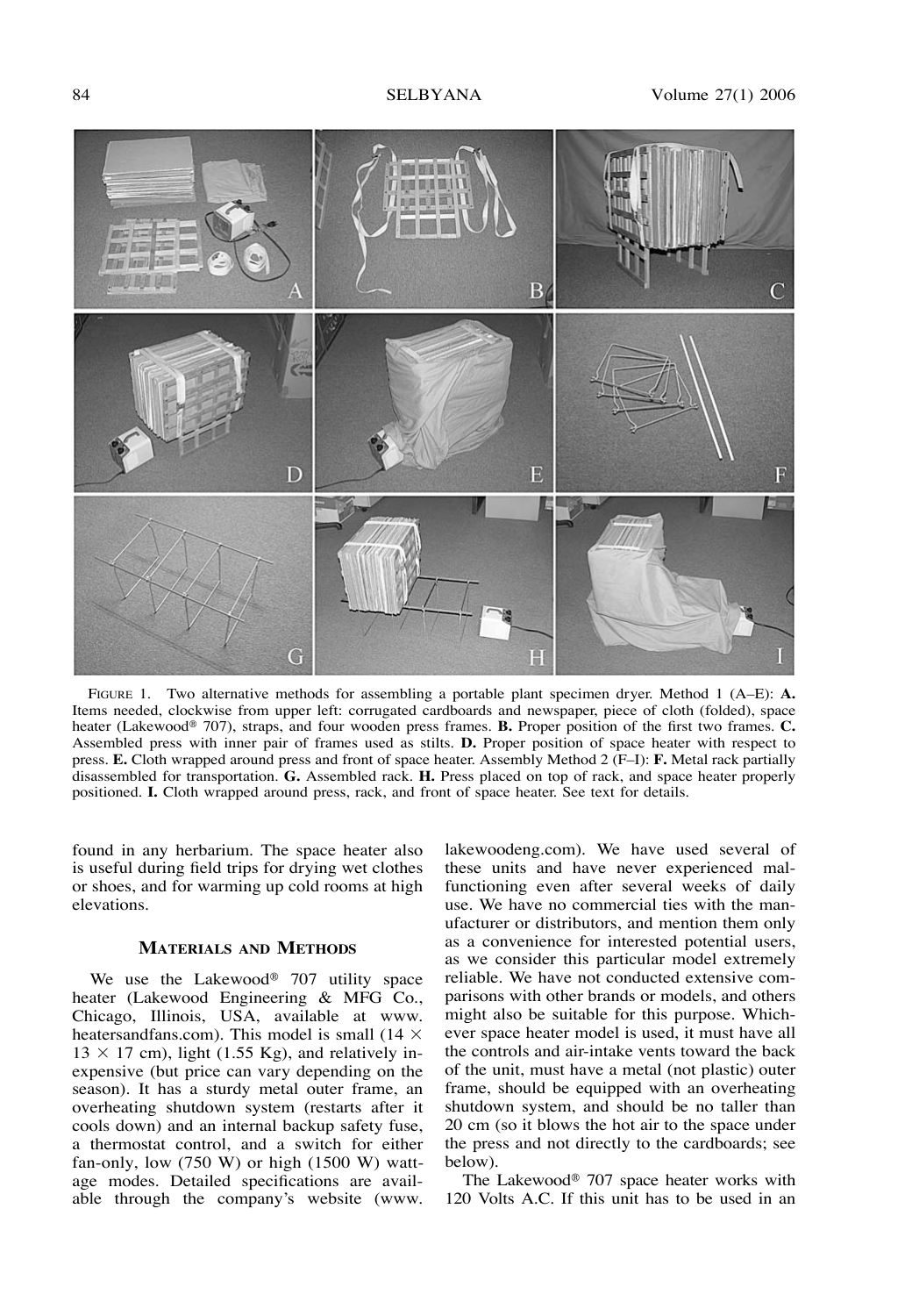FIGURE 1. Two alternative methods for assembling a portable plant specimen dryer. Method 1 (A–E): **A.** Items needed, clockwise from upper left: corrugated cardboards and newspaper, piece of cloth (folded), space heater (Lakewood® 707), straps, and four wooden press frames. **B.** Proper position of the first two frames. **C.** Assembled press with inner pair of frames used as stilts. **D.** Proper position of space heater with respect to press. **E.** Cloth wrapped around press and front of space heater. Assembly Method 2 (F–I): **F.** Metal rack partially disassembled for transportation. **G.** Assembled rack. **H.** Press placed on top of rack, and space heater properly positioned. **I.** Cloth wrapped around press, rack, and front of space heater. See text for details.

found in any herbarium. The space heater also is useful during field trips for drying wet clothes or shoes, and for warming up cold rooms at high elevations.

## MATERIALS AND METHODS

We use the Lakewood® 707 utility space heater (Lakewood Engineering & MFG Co., Chicago, Illinois, USA, available at www.heatersandfans.com). This model is small ($14 \times 13 \times 17$ cm), light (1.55 Kg), and relatively inexpensive (but price can vary depending on the season). It has a sturdy metal outer frame, an overheating shutdown system (restarts after it cools down) and an internal backup safety fuse, a thermostat control, and a switch for either fan-only, low (750 W) or high (1500 W) wattage modes. Detailed specifications are available through the company's website (www.lakewoodeng.com). We have used several of these units and have never experienced malfunctioning even after several weeks of daily use. We have no commercial ties with the manufacturer or distributors, and mention them only as a convenience for interested potential users, as we consider this particular model extremely reliable. We have not conducted extensive comparisons with other brands or models, and others might also be suitable for this purpose. Whichever space heater model is used, it must have all the controls and air-intake vents toward the back of the unit, must have a metal (not plastic) outer frame, should be equipped with an overheating shutdown system, and should be no taller than 20 cm (so it blows the hot air to the space under the press and not directly to the cardboards; see below).

The Lakewood® 707 space heater works with 120 Volts A.C. If this unit has to be used in an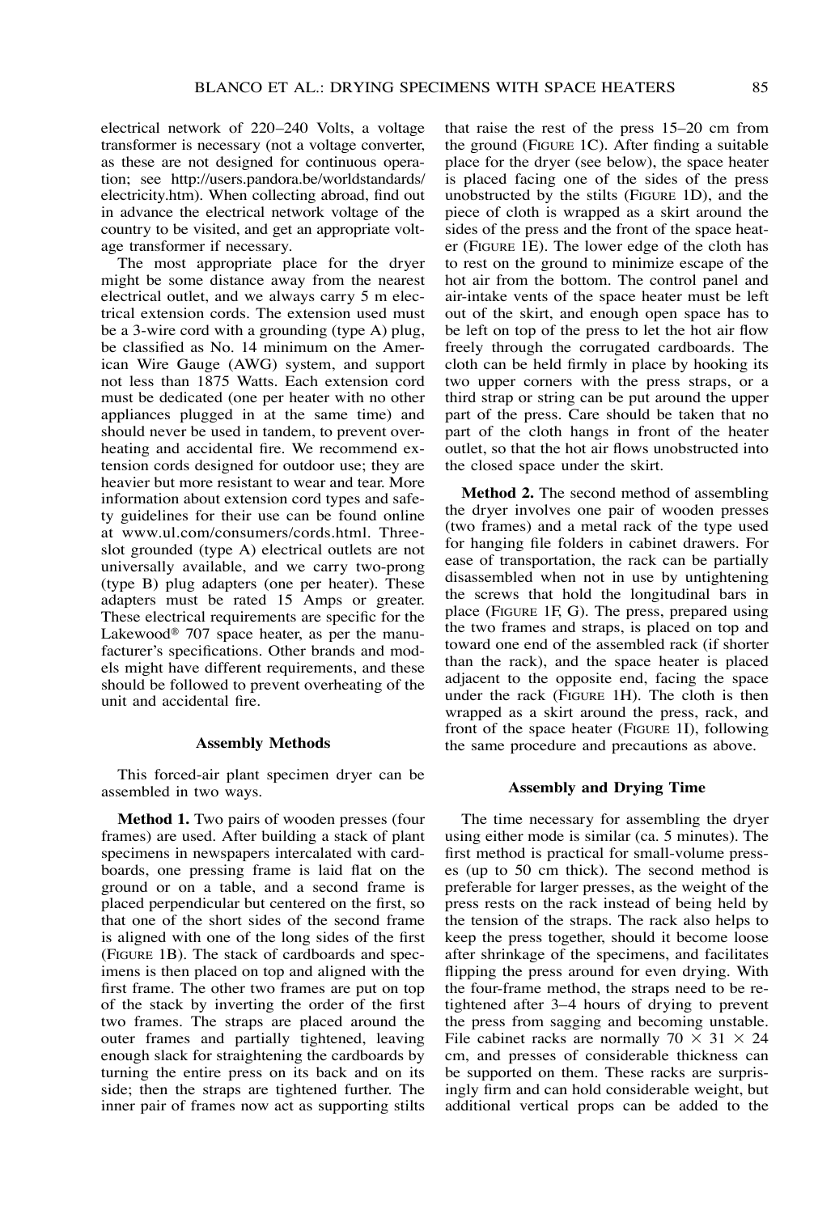electrical network of 220–240 Volts, a voltage transformer is necessary (not a voltage converter, as these are not designed for continuous operation; see http://users.pandora.be/worldstandards/electricity.htm). When collecting abroad, find out in advance the electrical network voltage of the country to be visited, and get an appropriate voltage transformer if necessary.

The most appropriate place for the dryer might be some distance away from the nearest electrical outlet, and we always carry 5 m electrical extension cords. The extension used must be a 3-wire cord with a grounding (type A) plug, be classified as No. 14 minimum on the American Wire Gauge (AWG) system, and support not less than 1875 Watts. Each extension cord must be dedicated (one per heater with no other appliances plugged in at the same time) and should never be used in tandem, to prevent overheating and accidental fire. We recommend extension cords designed for outdoor use; they are heavier but more resistant to wear and tear. More information about extension cord types and safety guidelines for their use can be found online at www.ul.com/consumers/cords.html. Three-slot grounded (type A) electrical outlets are not universally available, and we carry two-prong (type B) plug adapters (one per heater). These adapters must be rated 15 Amps or greater. These electrical requirements are specific for the Lakewood® 707 space heater, as per the manufacturer's specifications. Other brands and models might have different requirements, and these should be followed to prevent overheating of the unit and accidental fire.

### Assembly Methods

This forced-air plant specimen dryer can be assembled in two ways.

**Method 1.** Two pairs of wooden presses (four frames) are used. After building a stack of plant specimens in newspapers intercalated with cardboards, one pressing frame is laid flat on the ground or on a table, and a second frame is placed perpendicular but centered on the first, so that one of the short sides of the second frame is aligned with one of the long sides of the first (Figure 1B). The stack of cardboards and specimens is then placed on top and aligned with the first frame. The other two frames are put on top of the stack by inverting the order of the first two frames. The straps are placed around the outer frames and partially tightened, leaving enough slack for straightening the cardboards by turning the entire press on its back and on its side; then the straps are tightened further. The inner pair of frames now act as supporting stilts that raise the rest of the press 15–20 cm from the ground (Figure 1C). After finding a suitable place for the dryer (see below), the space heater is placed facing one of the sides of the press unobstructed by the stilts (Figure 1D), and the piece of cloth is wrapped as a skirt around the sides of the press and the front of the space heater (Figure 1E). The lower edge of the cloth has to rest on the ground to minimize escape of the hot air from the bottom. The control panel and air-intake vents of the space heater must be left out of the skirt, and enough open space has to be left on top of the press to let the hot air flow freely through the corrugated cardboards. The cloth can be held firmly in place by hooking its two upper corners with the press straps, or a third strap or string can be put around the upper part of the press. Care should be taken that no part of the cloth hangs in front of the heater outlet, so that the hot air flows unobstructed into the closed space under the skirt.

**Method 2.** The second method of assembling the dryer involves one pair of wooden presses (two frames) and a metal rack of the type used for hanging file folders in cabinet drawers. For ease of transportation, the rack can be partially disassembled when not in use by untightening the screws that hold the longitudinal bars in place (Figure 1F, G). The press, prepared using the two frames and straps, is placed on top and toward one end of the assembled rack (if shorter than the rack), and the space heater is placed adjacent to the opposite end, facing the space under the rack (Figure 1H). The cloth is then wrapped as a skirt around the press, rack, and front of the space heater (Figure 1I), following the same procedure and precautions as above.

### Assembly and Drying Time

The time necessary for assembling the dryer using either mode is similar (ca. 5 minutes). The first method is practical for small-volume presses (up to 50 cm thick). The second method is preferable for larger presses, as the weight of the press rests on the rack instead of being held by the tension of the straps. The rack also helps to keep the press together, should it become loose after shrinkage of the specimens, and facilitates flipping the press around for even drying. With the four-frame method, the straps need to be retightened after 3–4 hours of drying to prevent the press from sagging and becoming unstable. File cabinet racks are normally $70 \times 31 \times 24$ cm, and presses of considerable thickness can be supported on them. These racks are surprisingly firm and can hold considerable weight, but additional vertical props can be added to the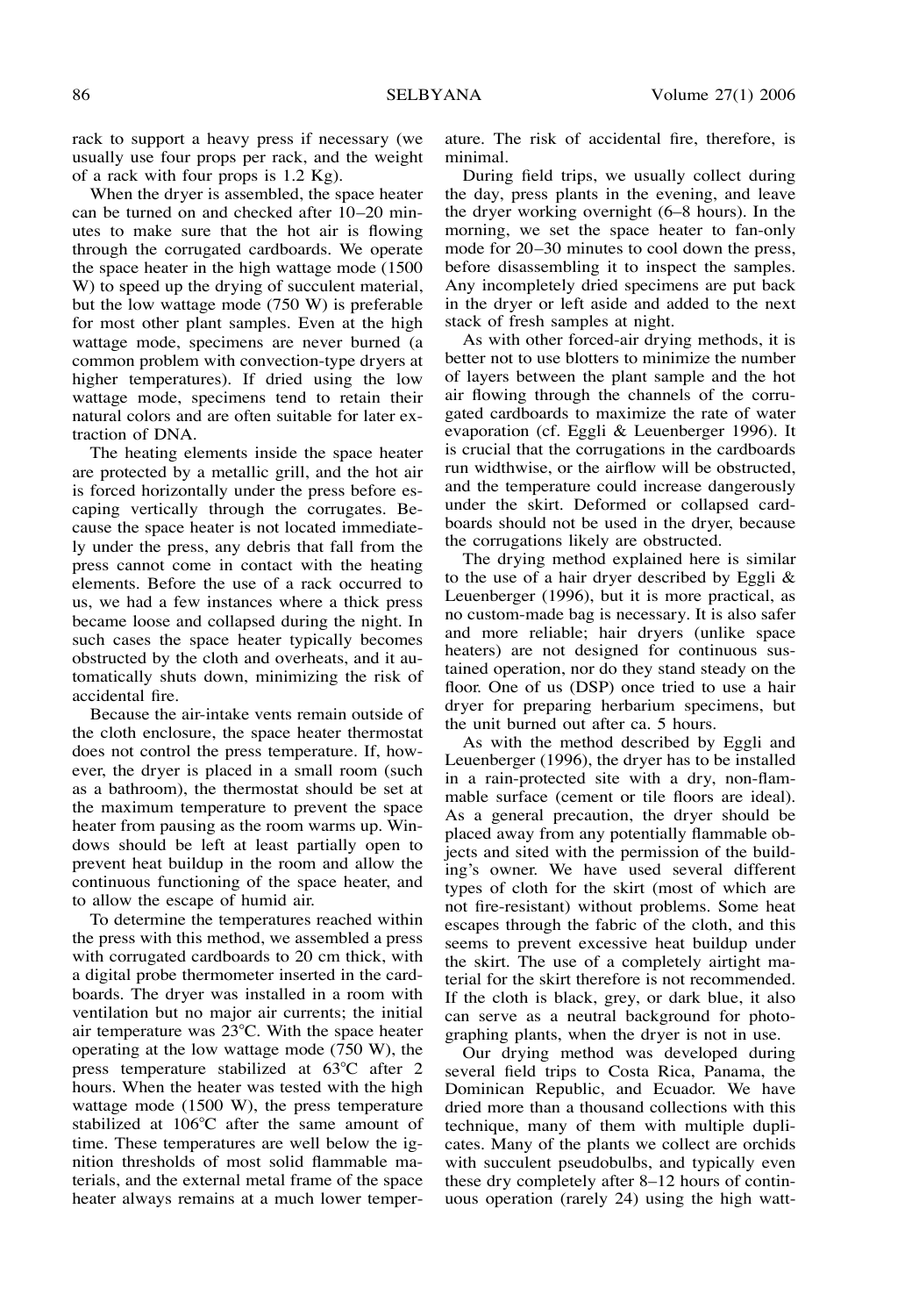rack to support a heavy press if necessary (we usually use four props per rack, and the weight of a rack with four props is 1.2 Kg).

When the dryer is assembled, the space heater can be turned on and checked after 10–20 minutes to make sure that the hot air is flowing through the corrugated cardboards. We operate the space heater in the high wattage mode (1500 W) to speed up the drying of succulent material, but the low wattage mode (750 W) is preferable for most other plant samples. Even at the high wattage mode, specimens are never burned (a common problem with convection-type dryers at higher temperatures). If dried using the low wattage mode, specimens tend to retain their natural colors and are often suitable for later extraction of DNA.

The heating elements inside the space heater are protected by a metallic grill, and the hot air is forced horizontally under the press before escaping vertically through the corrugates. Because the space heater is not located immediately under the press, any debris that fall from the press cannot come in contact with the heating elements. Before the use of a rack occurred to us, we had a few instances where a thick press became loose and collapsed during the night. In such cases the space heater typically becomes obstructed by the cloth and overheats, and it automatically shuts down, minimizing the risk of accidental fire.

Because the air-intake vents remain outside of the cloth enclosure, the space heater thermostat does not control the press temperature. If, however, the dryer is placed in a small room (such as a bathroom), the thermostat should be set at the maximum temperature to prevent the space heater from pausing as the room warms up. Windows should be left at least partially open to prevent heat buildup in the room and allow the continuous functioning of the space heater, and to allow the escape of humid air.

To determine the temperatures reached within the press with this method, we assembled a press with corrugated cardboards to 20 cm thick, with a digital probe thermometer inserted in the cardboards. The dryer was installed in a room with ventilation but no major air currents; the initial air temperature was 23°C. With the space heater operating at the low wattage mode (750 W), the press temperature stabilized at 63°C after 2 hours. When the heater was tested with the high wattage mode (1500 W), the press temperature stabilized at 106°C after the same amount of time. These temperatures are well below the ignition thresholds of most solid flammable materials, and the external metal frame of the space heater always remains at a much lower temperature. The risk of accidental fire, therefore, is minimal.

During field trips, we usually collect during the day, press plants in the evening, and leave the dryer working overnight (6–8 hours). In the morning, we set the space heater to fan-only mode for 20–30 minutes to cool down the press, before disassembling it to inspect the samples. Any incompletely dried specimens are put back in the dryer or left aside and added to the next stack of fresh samples at night.

As with other forced-air drying methods, it is better not to use blotters to minimize the number of layers between the plant sample and the hot air flowing through the channels of the corrugated cardboards to maximize the rate of water evaporation (cf. Eggli & Leuenberger 1996). It is crucial that the corrugations in the cardboards run widthwise, or the airflow will be obstructed, and the temperature could increase dangerously under the skirt. Deformed or collapsed cardboards should not be used in the dryer, because the corrugations likely are obstructed.

The drying method explained here is similar to the use of a hair dryer described by Eggli & Leuenberger (1996), but it is more practical, as no custom-made bag is necessary. It is also safer and more reliable; hair dryers (unlike space heaters) are not designed for continuous sustained operation, nor do they stand steady on the floor. One of us (DSP) once tried to use a hair dryer for preparing herbarium specimens, but the unit burned out after ca. 5 hours.

As with the method described by Eggli and Leuenberger (1996), the dryer has to be installed in a rain-protected site with a dry, non-flammable surface (cement or tile floors are ideal). As a general precaution, the dryer should be placed away from any potentially flammable objects and sited with the permission of the building's owner. We have used several different types of cloth for the skirt (most of which are not fire-resistant) without problems. Some heat escapes through the fabric of the cloth, and this seems to prevent excessive heat buildup under the skirt. The use of a completely airtight material for the skirt therefore is not recommended. If the cloth is black, grey, or dark blue, it also can serve as a neutral background for photographing plants, when the dryer is not in use.

Our drying method was developed during several field trips to Costa Rica, Panama, the Dominican Republic, and Ecuador. We have dried more than a thousand collections with this technique, many of them with multiple duplicates. Many of the plants we collect are orchids with succulent pseudobulbs, and typically even these dry completely after 8–12 hours of continuous operation (rarely 24) using the high watt-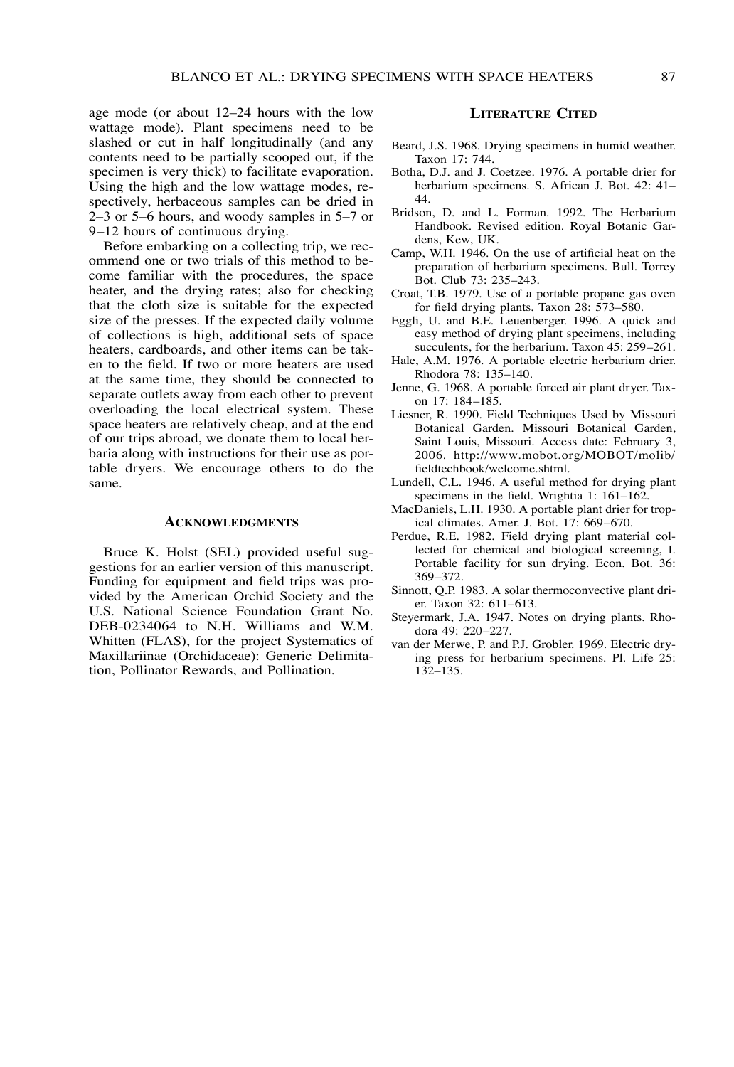age mode (or about 12–24 hours with the low wattage mode). Plant specimens need to be slashed or cut in half longitudinally (and any contents need to be partially scooped out, if the specimen is very thick) to facilitate evaporation. Using the high and the low wattage modes, respectively, herbaceous samples can be dried in 2–3 or 5–6 hours, and woody samples in 5–7 or 9–12 hours of continuous drying.

Before embarking on a collecting trip, we recommend one or two trials of this method to become familiar with the procedures, the space heater, and the drying rates; also for checking that the cloth size is suitable for the expected size of the presses. If the expected daily volume of collections is high, additional sets of space heaters, cardboards, and other items can be taken to the field. If two or more heaters are used at the same time, they should be connected to separate outlets away from each other to prevent overloading the local electrical system. These space heaters are relatively cheap, and at the end of our trips abroad, we donate them to local herbaria along with instructions for their use as portable dryers. We encourage others to do the same.

## Acknowledgments

Bruce K. Holst (SEL) provided useful suggestions for an earlier version of this manuscript. Funding for equipment and field trips was provided by the American Orchid Society and the U.S. National Science Foundation Grant No. DEB-0234064 to N.H. Williams and W.M. Whitten (FLAS), for the project Systematics of Maxillariinae (Orchidaceae): Generic Delimitation, Pollinator Rewards, and Pollination.

## Literature Cited

Beard, J.S. 1968. Drying specimens in humid weather. Taxon 17: 744.

Botha, D.J. and J. Coetzee. 1976. A portable drier for herbarium specimens. S. African J. Bot. 42: 41–44.

Bridson, D. and L. Forman. 1992. The Herbarium Handbook. Revised edition. Royal Botanic Gardens, Kew, UK.

Camp, W.H. 1946. On the use of artificial heat on the preparation of herbarium specimens. Bull. Torrey Bot. Club 73: 235–243.

Croat, T.B. 1979. Use of a portable propane gas oven for field drying plants. Taxon 28: 573–580.

Eggli, U. and B.E. Leuenberger. 1996. A quick and easy method of drying plant specimens, including succulents, for the herbarium. Taxon 45: 259–261.

Hale, A.M. 1976. A portable electric herbarium drier. Rhodora 78: 135–140.

Jenne, G. 1968. A portable forced air plant dryer. Taxon 17: 184–185.

Liesner, R. 1990. Field Techniques Used by Missouri Botanical Garden. Missouri Botanical Garden, Saint Louis, Missouri. Access date: February 3, 2006. http://www.mobot.org/MOBOT/molib/fieldtechbook/welcome.shtml.

Lundell, C.L. 1946. A useful method for drying plant specimens in the field. Wrightia 1: 161–162.

MacDaniels, L.H. 1930. A portable plant drier for tropical climates. Amer. J. Bot. 17: 669–670.

Perdue, R.E. 1982. Field drying plant material collected for chemical and biological screening, I. Portable facility for sun drying. Econ. Bot. 36: 369–372.

Sinnott, Q.P. 1983. A solar thermoconvective plant drier. Taxon 32: 611–613.

Steyermark, J.A. 1947. Notes on drying plants. Rhodora 49: 220–227.

van der Merwe, P. and P.J. Grobler. 1969. Electric drying press for herbarium specimens. Pl. Life 25: 132–135.